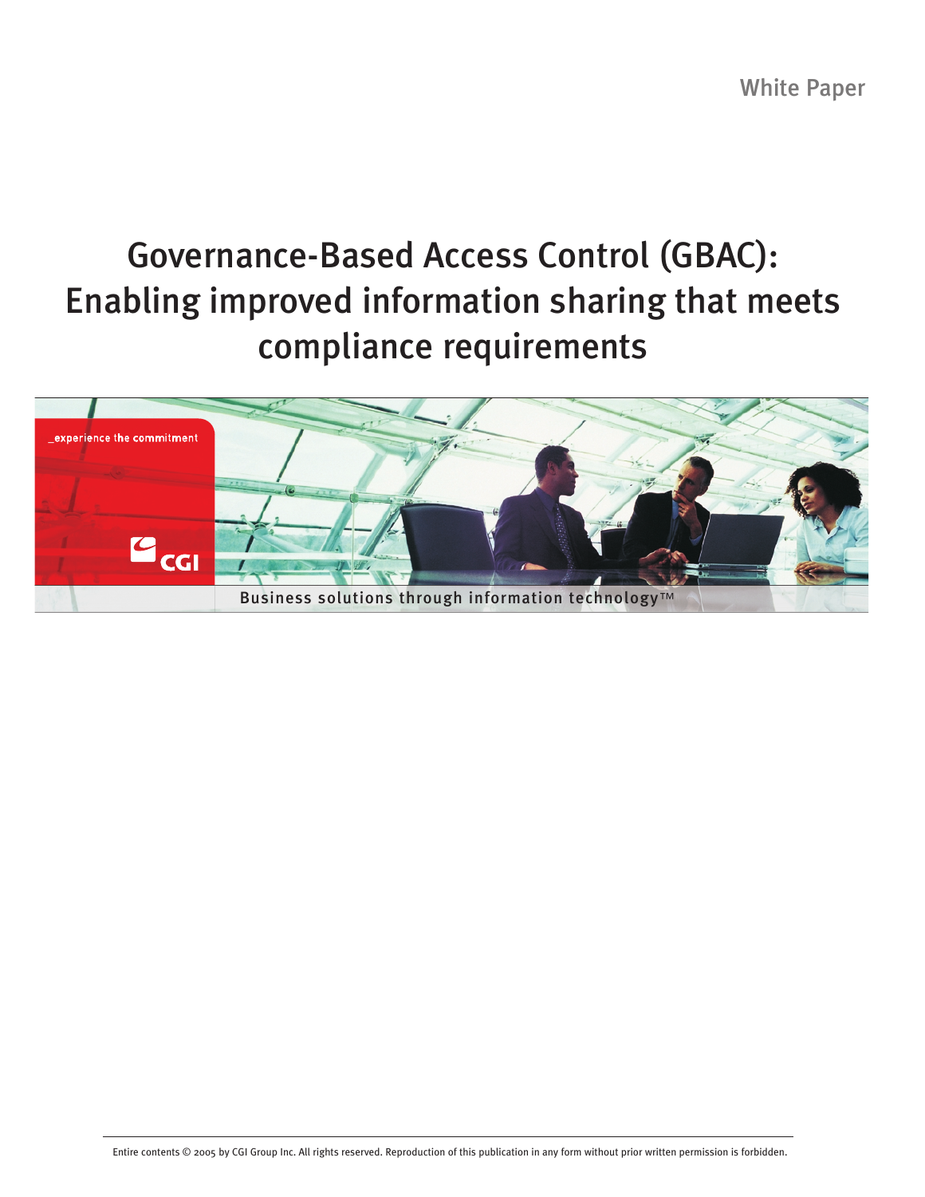White Paper

# Governance-Based Access Control (GBAC): Enabling improved information sharing that meets compliance requirements

_experience the commitment

CGI

Business solutions through information technology™

Entire contents © 2005 by CGI Group Inc. All rights reserved. Reproduction of this publication in any form without prior written permission is forbidden.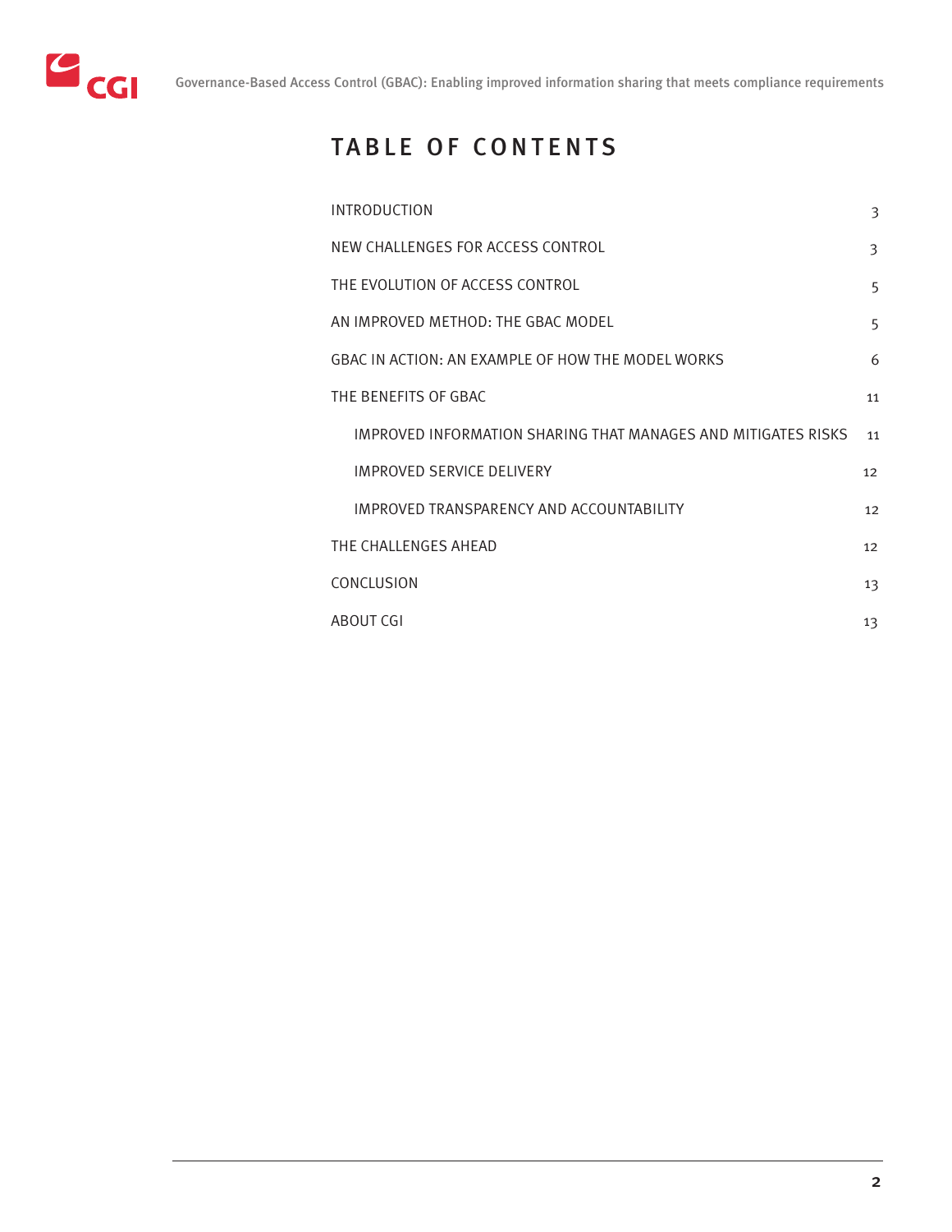# TABLE OF CONTENTS

| | |
|---|---|
| INTRODUCTION | 3 |
| NEW CHALLENGES FOR ACCESS CONTROL | 3 |
| THE EVOLUTION OF ACCESS CONTROL | 5 |
| AN IMPROVED METHOD: THE GBAC MODEL | 5 |
| GBAC IN ACTION: AN EXAMPLE OF HOW THE MODEL WORKS | 6 |
| THE BENEFITS OF GBAC | 11 |
| &nbsp;&nbsp;&nbsp;&nbsp;IMPROVED INFORMATION SHARING THAT MANAGES AND MITIGATES RISKS | 11 |
| &nbsp;&nbsp;&nbsp;&nbsp;IMPROVED SERVICE DELIVERY | 12 |
| &nbsp;&nbsp;&nbsp;&nbsp;IMPROVED TRANSPARENCY AND ACCOUNTABILITY | 12 |
| THE CHALLENGES AHEAD | 12 |
| CONCLUSION | 13 |
| ABOUT CGI | 13 |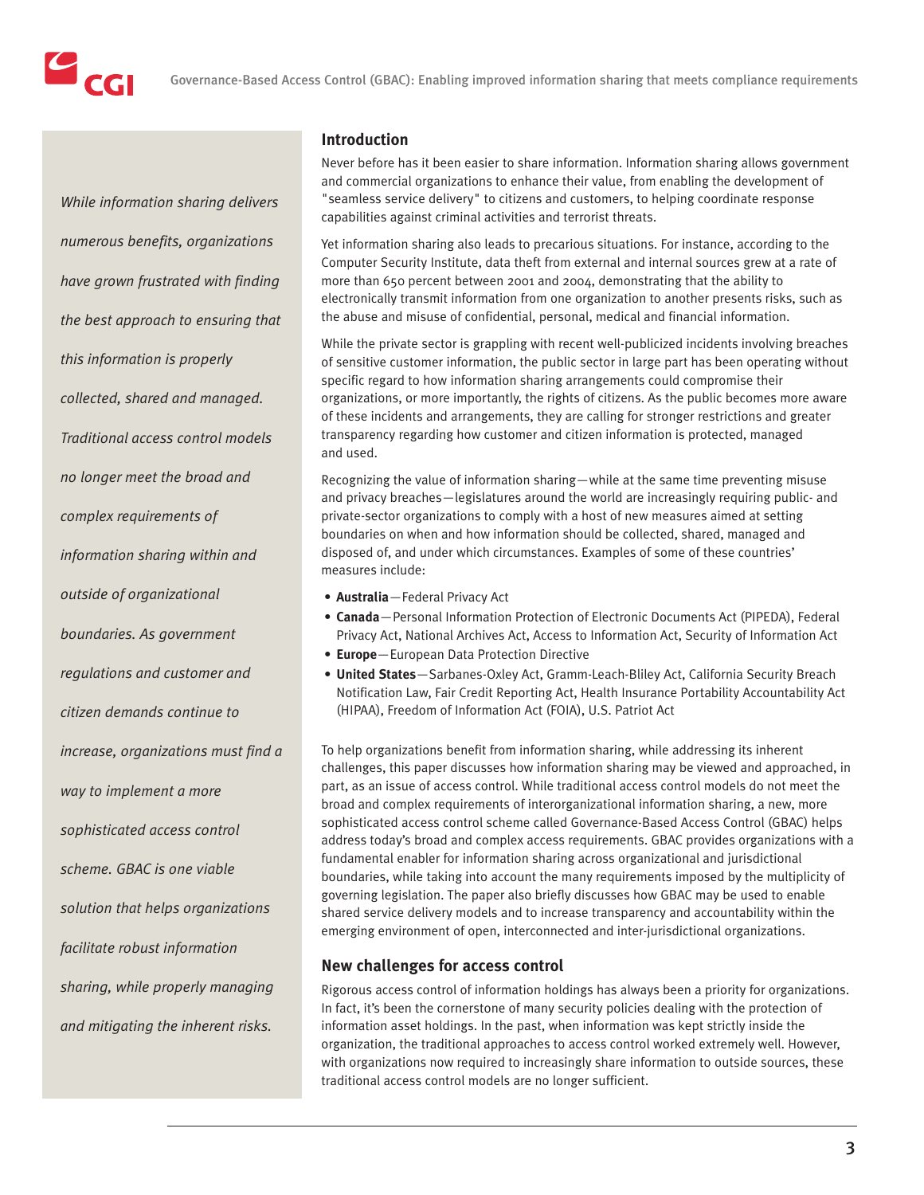*While information sharing delivers numerous benefits, organizations have grown frustrated with finding the best approach to ensuring that this information is properly collected, shared and managed. Traditional access control models no longer meet the broad and complex requirements of information sharing within and outside of organizational boundaries. As government regulations and customer and citizen demands continue to increase, organizations must find a way to implement a more sophisticated access control scheme. GBAC is one viable solution that helps organizations facilitate robust information sharing, while properly managing and mitigating the inherent risks.*

## Introduction

Never before has it been easier to share information. Information sharing allows government and commercial organizations to enhance their value, from enabling the development of "seamless service delivery" to citizens and customers, to helping coordinate response capabilities against criminal activities and terrorist threats.

Yet information sharing also leads to precarious situations. For instance, according to the Computer Security Institute, data theft from external and internal sources grew at a rate of more than 650 percent between 2001 and 2004, demonstrating that the ability to electronically transmit information from one organization to another presents risks, such as the abuse and misuse of confidential, personal, medical and financial information.

While the private sector is grappling with recent well-publicized incidents involving breaches of sensitive customer information, the public sector in large part has been operating without specific regard to how information sharing arrangements could compromise their organizations, or more importantly, the rights of citizens. As the public becomes more aware of these incidents and arrangements, they are calling for stronger restrictions and greater transparency regarding how customer and citizen information is protected, managed and used.

Recognizing the value of information sharing—while at the same time preventing misuse and privacy breaches—legislatures around the world are increasingly requiring public- and private-sector organizations to comply with a host of new measures aimed at setting boundaries on when and how information should be collected, shared, managed and disposed of, and under which circumstances. Examples of some of these countries' measures include:

- **Australia**—Federal Privacy Act
- **Canada**—Personal Information Protection of Electronic Documents Act (PIPEDA), Federal Privacy Act, National Archives Act, Access to Information Act, Security of Information Act
- **Europe**—European Data Protection Directive
- **United States**—Sarbanes-Oxley Act, Gramm-Leach-Bliley Act, California Security Breach Notification Law, Fair Credit Reporting Act, Health Insurance Portability Accountability Act (HIPAA), Freedom of Information Act (FOIA), U.S. Patriot Act

To help organizations benefit from information sharing, while addressing its inherent challenges, this paper discusses how information sharing may be viewed and approached, in part, as an issue of access control. While traditional access control models do not meet the broad and complex requirements of interorganizational information sharing, a new, more sophisticated access control scheme called Governance-Based Access Control (GBAC) helps address today's broad and complex access requirements. GBAC provides organizations with a fundamental enabler for information sharing across organizational and jurisdictional boundaries, while taking into account the many requirements imposed by the multiplicity of governing legislation. The paper also briefly discusses how GBAC may be used to enable shared service delivery models and to increase transparency and accountability within the emerging environment of open, interconnected and inter-jurisdictional organizations.

## New challenges for access control

Rigorous access control of information holdings has always been a priority for organizations. In fact, it's been the cornerstone of many security policies dealing with the protection of information asset holdings. In the past, when information was kept strictly inside the organization, the traditional approaches to access control worked extremely well. However, with organizations now required to increasingly share information to outside sources, these traditional access control models are no longer sufficient.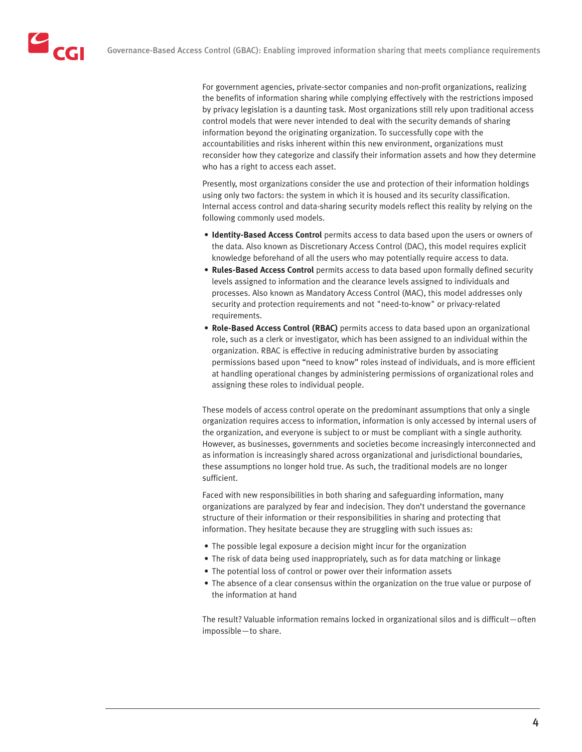For government agencies, private-sector companies and non-profit organizations, realizing the benefits of information sharing while complying effectively with the restrictions imposed by privacy legislation is a daunting task. Most organizations still rely upon traditional access control models that were never intended to deal with the security demands of sharing information beyond the originating organization. To successfully cope with the accountabilities and risks inherent within this new environment, organizations must reconsider how they categorize and classify their information assets and how they determine who has a right to access each asset.

Presently, most organizations consider the use and protection of their information holdings using only two factors: the system in which it is housed and its security classification. Internal access control and data-sharing security models reflect this reality by relying on the following commonly used models.

- **Identity-Based Access Control** permits access to data based upon the users or owners of the data. Also known as Discretionary Access Control (DAC), this model requires explicit knowledge beforehand of all the users who may potentially require access to data.
- **Rules-Based Access Control** permits access to data based upon formally defined security levels assigned to information and the clearance levels assigned to individuals and processes. Also known as Mandatory Access Control (MAC), this model addresses only security and protection requirements and not "need-to-know" or privacy-related requirements.
- **Role-Based Access Control (RBAC)** permits access to data based upon an organizational role, such as a clerk or investigator, which has been assigned to an individual within the organization. RBAC is effective in reducing administrative burden by associating permissions based upon "need to know" roles instead of individuals, and is more efficient at handling operational changes by administering permissions of organizational roles and assigning these roles to individual people.

These models of access control operate on the predominant assumptions that only a single organization requires access to information, information is only accessed by internal users of the organization, and everyone is subject to or must be compliant with a single authority. However, as businesses, governments and societies become increasingly interconnected and as information is increasingly shared across organizational and jurisdictional boundaries, these assumptions no longer hold true. As such, the traditional models are no longer sufficient.

Faced with new responsibilities in both sharing and safeguarding information, many organizations are paralyzed by fear and indecision. They don't understand the governance structure of their information or their responsibilities in sharing and protecting that information. They hesitate because they are struggling with such issues as:

- The possible legal exposure a decision might incur for the organization
- The risk of data being used inappropriately, such as for data matching or linkage
- The potential loss of control or power over their information assets
- The absence of a clear consensus within the organization on the true value or purpose of the information at hand

The result? Valuable information remains locked in organizational silos and is difficult—often impossible—to share.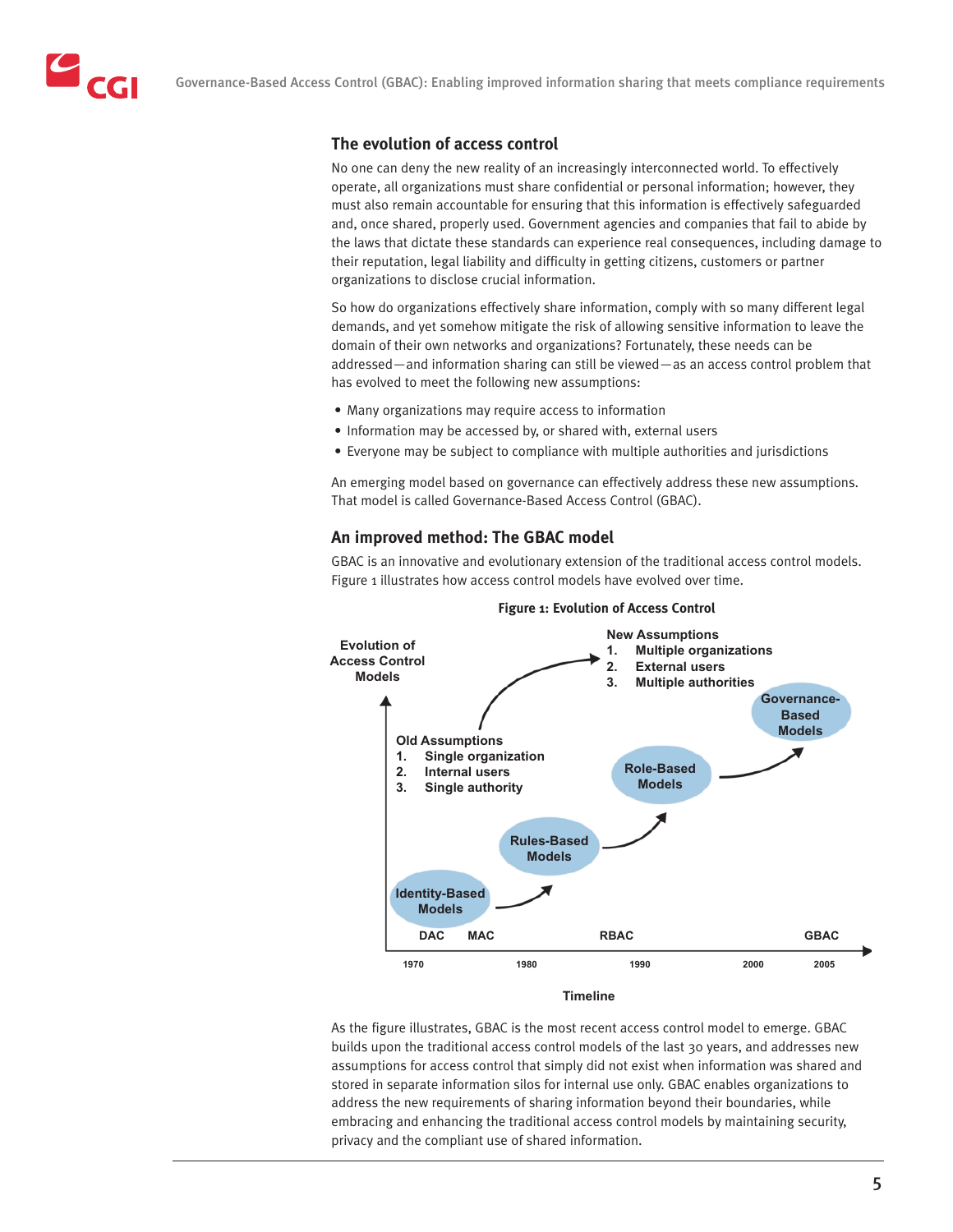## The evolution of access control

No one can deny the new reality of an increasingly interconnected world. To effectively operate, all organizations must share confidential or personal information; however, they must also remain accountable for ensuring that this information is effectively safeguarded and, once shared, properly used. Government agencies and companies that fail to abide by the laws that dictate these standards can experience real consequences, including damage to their reputation, legal liability and difficulty in getting citizens, customers or partner organizations to disclose crucial information.

So how do organizations effectively share information, comply with so many different legal demands, and yet somehow mitigate the risk of allowing sensitive information to leave the domain of their own networks and organizations? Fortunately, these needs can be addressed—and information sharing can still be viewed—as an access control problem that has evolved to meet the following new assumptions:

- Many organizations may require access to information
- Information may be accessed by, or shared with, external users
- Everyone may be subject to compliance with multiple authorities and jurisdictions

An emerging model based on governance can effectively address these new assumptions. That model is called Governance-Based Access Control (GBAC).

## An improved method: The GBAC model

GBAC is an innovative and evolutionary extension of the traditional access control models. Figure 1 illustrates how access control models have evolved over time.

**Figure 1: Evolution of Access Control**

Evolution of Access Control Models

Old Assumptions
1. Single organization
2. Internal users
3. Single authority

New Assumptions
1. Multiple organizations
2. External users
3. Multiple authorities

Identity-Based Models → Rules-Based Models → Role-Based Models → Governance-Based Models

DAC, MAC, RBAC, GBAC

1970, 1980, 1990, 2000, 2005

Timeline

As the figure illustrates, GBAC is the most recent access control model to emerge. GBAC builds upon the traditional access control models of the last 30 years, and addresses new assumptions for access control that simply did not exist when information was shared and stored in separate information silos for internal use only. GBAC enables organizations to address the new requirements of sharing information beyond their boundaries, while embracing and enhancing the traditional access control models by maintaining security, privacy and the compliant use of shared information.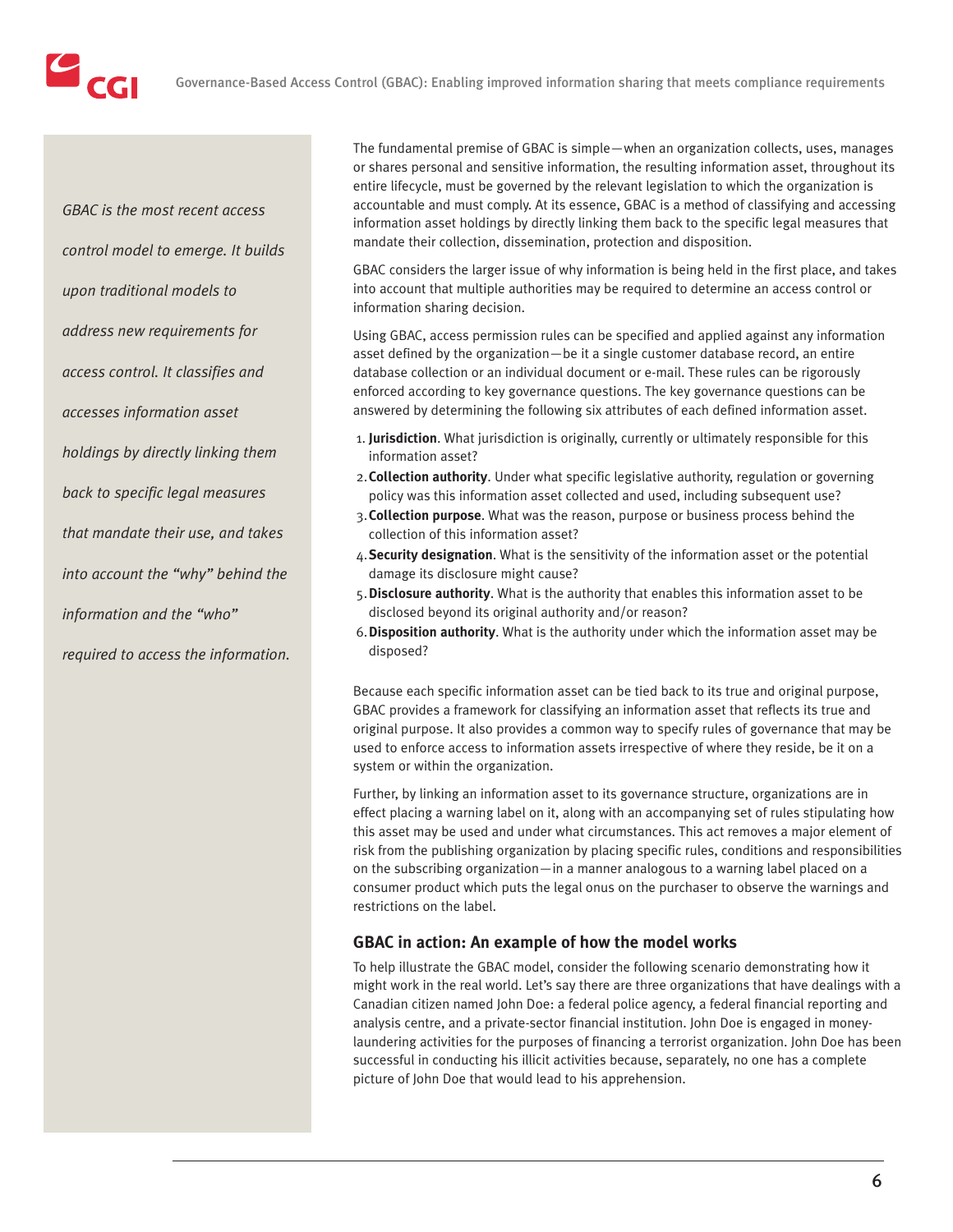*GBAC is the most recent access control model to emerge. It builds upon traditional models to address new requirements for access control. It classifies and accesses information asset holdings by directly linking them back to specific legal measures that mandate their use, and takes into account the "why" behind the information and the "who" required to access the information.*

The fundamental premise of GBAC is simple—when an organization collects, uses, manages or shares personal and sensitive information, the resulting information asset, throughout its entire lifecycle, must be governed by the relevant legislation to which the organization is accountable and must comply. At its essence, GBAC is a method of classifying and accessing information asset holdings by directly linking them back to the specific legal measures that mandate their collection, dissemination, protection and disposition.

GBAC considers the larger issue of why information is being held in the first place, and takes into account that multiple authorities may be required to determine an access control or information sharing decision.

Using GBAC, access permission rules can be specified and applied against any information asset defined by the organization—be it a single customer database record, an entire database collection or an individual document or e-mail. These rules can be rigorously enforced according to key governance questions. The key governance questions can be answered by determining the following six attributes of each defined information asset.

1. **Jurisdiction**. What jurisdiction is originally, currently or ultimately responsible for this information asset?
2. **Collection authority**. Under what specific legislative authority, regulation or governing policy was this information asset collected and used, including subsequent use?
3. **Collection purpose**. What was the reason, purpose or business process behind the collection of this information asset?
4. **Security designation**. What is the sensitivity of the information asset or the potential damage its disclosure might cause?
5. **Disclosure authority**. What is the authority that enables this information asset to be disclosed beyond its original authority and/or reason?
6. **Disposition authority**. What is the authority under which the information asset may be disposed?

Because each specific information asset can be tied back to its true and original purpose, GBAC provides a framework for classifying an information asset that reflects its true and original purpose. It also provides a common way to specify rules of governance that may be used to enforce access to information assets irrespective of where they reside, be it on a system or within the organization.

Further, by linking an information asset to its governance structure, organizations are in effect placing a warning label on it, along with an accompanying set of rules stipulating how this asset may be used and under what circumstances. This act removes a major element of risk from the publishing organization by placing specific rules, conditions and responsibilities on the subscribing organization—in a manner analogous to a warning label placed on a consumer product which puts the legal onus on the purchaser to observe the warnings and restrictions on the label.

## GBAC in action: An example of how the model works

To help illustrate the GBAC model, consider the following scenario demonstrating how it might work in the real world. Let's say there are three organizations that have dealings with a Canadian citizen named John Doe: a federal police agency, a federal financial reporting and analysis centre, and a private-sector financial institution. John Doe is engaged in money-laundering activities for the purposes of financing a terrorist organization. John Doe has been successful in conducting his illicit activities because, separately, no one has a complete picture of John Doe that would lead to his apprehension.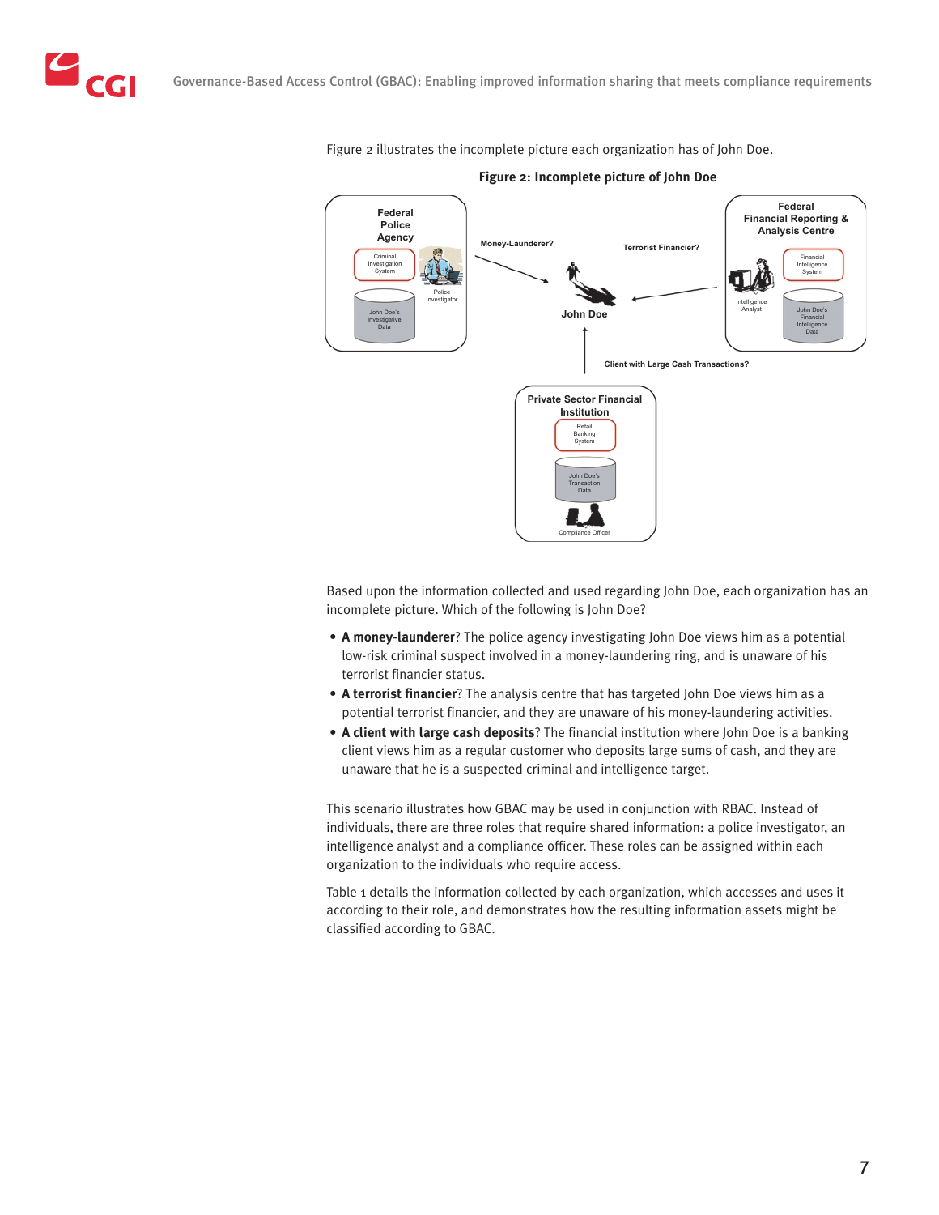Figure 2 illustrates the incomplete picture each organization has of John Doe.

**Figure 2: Incomplete picture of John Doe**

Based upon the information collected and used regarding John Doe, each organization has an incomplete picture. Which of the following is John Doe?

- **A money-launderer**? The police agency investigating John Doe views him as a potential low-risk criminal suspect involved in a money-laundering ring, and is unaware of his terrorist financier status.
- **A terrorist financier**? The analysis centre that has targeted John Doe views him as a potential terrorist financier, and they are unaware of his money-laundering activities.
- **A client with large cash deposits**? The financial institution where John Doe is a banking client views him as a regular customer who deposits large sums of cash, and they are unaware that he is a suspected criminal and intelligence target.

This scenario illustrates how GBAC may be used in conjunction with RBAC. Instead of individuals, there are three roles that require shared information: a police investigator, an intelligence analyst and a compliance officer. These roles can be assigned within each organization to the individuals who require access.

Table 1 details the information collected by each organization, which accesses and uses it according to their role, and demonstrates how the resulting information assets might be classified according to GBAC.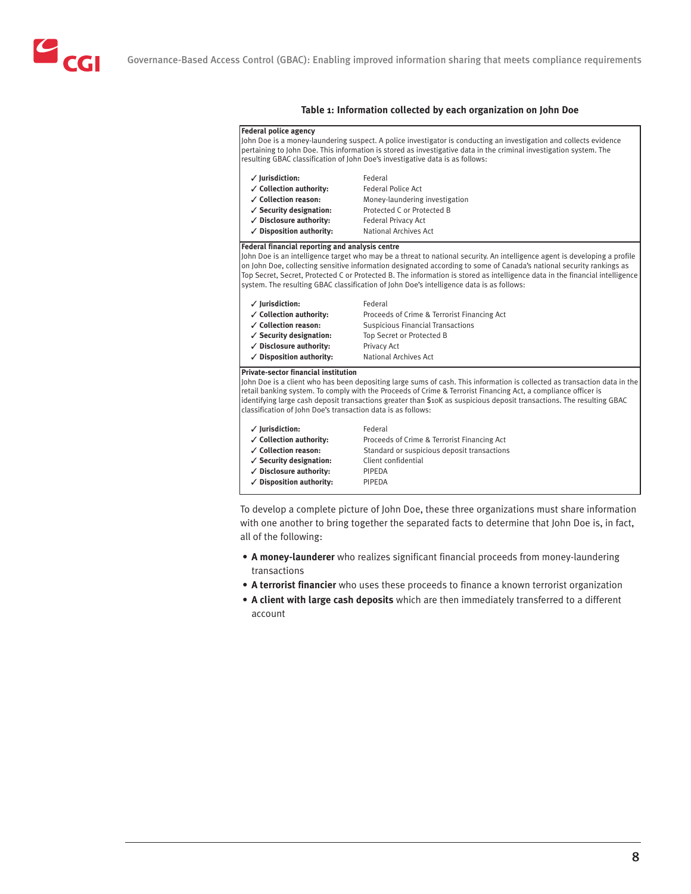**Table 1: Information collected by each organization on John Doe**

**Federal police agency**

John Doe is a money-laundering suspect. A police investigator is conducting an investigation and collects evidence pertaining to John Doe. This information is stored as investigative data in the criminal investigation system. The resulting GBAC classification of John Doe's investigative data is as follows:

- ✓ **Jurisdiction:** Federal
- ✓ **Collection authority:** Federal Police Act
- ✓ **Collection reason:** Money-laundering investigation
- ✓ **Security designation:** Protected C or Protected B
- ✓ **Disclosure authority:** Federal Privacy Act
- ✓ **Disposition authority:** National Archives Act

**Federal financial reporting and analysis centre**

John Doe is an intelligence target who may be a threat to national security. An intelligence agent is developing a profile on John Doe, collecting sensitive information designated according to some of Canada's national security rankings as Top Secret, Secret, Protected C or Protected B. The information is stored as intelligence data in the financial intelligence system. The resulting GBAC classification of John Doe's intelligence data is as follows:

- ✓ **Jurisdiction:** Federal
- ✓ **Collection authority:** Proceeds of Crime & Terrorist Financing Act
- ✓ **Collection reason:** Suspicious Financial Transactions
- ✓ **Security designation:** Top Secret or Protected B
- ✓ **Disclosure authority:** Privacy Act
- ✓ **Disposition authority:** National Archives Act

**Private-sector financial institution**

John Doe is a client who has been depositing large sums of cash. This information is collected as transaction data in the retail banking system. To comply with the Proceeds of Crime & Terrorist Financing Act, a compliance officer is identifying large cash deposit transactions greater than $10K as suspicious deposit transactions. The resulting GBAC classification of John Doe's transaction data is as follows:

- ✓ **Jurisdiction:** Federal
- ✓ **Collection authority:** Proceeds of Crime & Terrorist Financing Act
- ✓ **Collection reason:** Standard or suspicious deposit transactions
- ✓ **Security designation:** Client confidential
- ✓ **Disclosure authority:** PIPEDA
- ✓ **Disposition authority:** PIPEDA

To develop a complete picture of John Doe, these three organizations must share information with one another to bring together the separated facts to determine that John Doe is, in fact, all of the following:

- **A money-launderer** who realizes significant financial proceeds from money-laundering transactions
- **A terrorist financier** who uses these proceeds to finance a known terrorist organization
- **A client with large cash deposits** which are then immediately transferred to a different account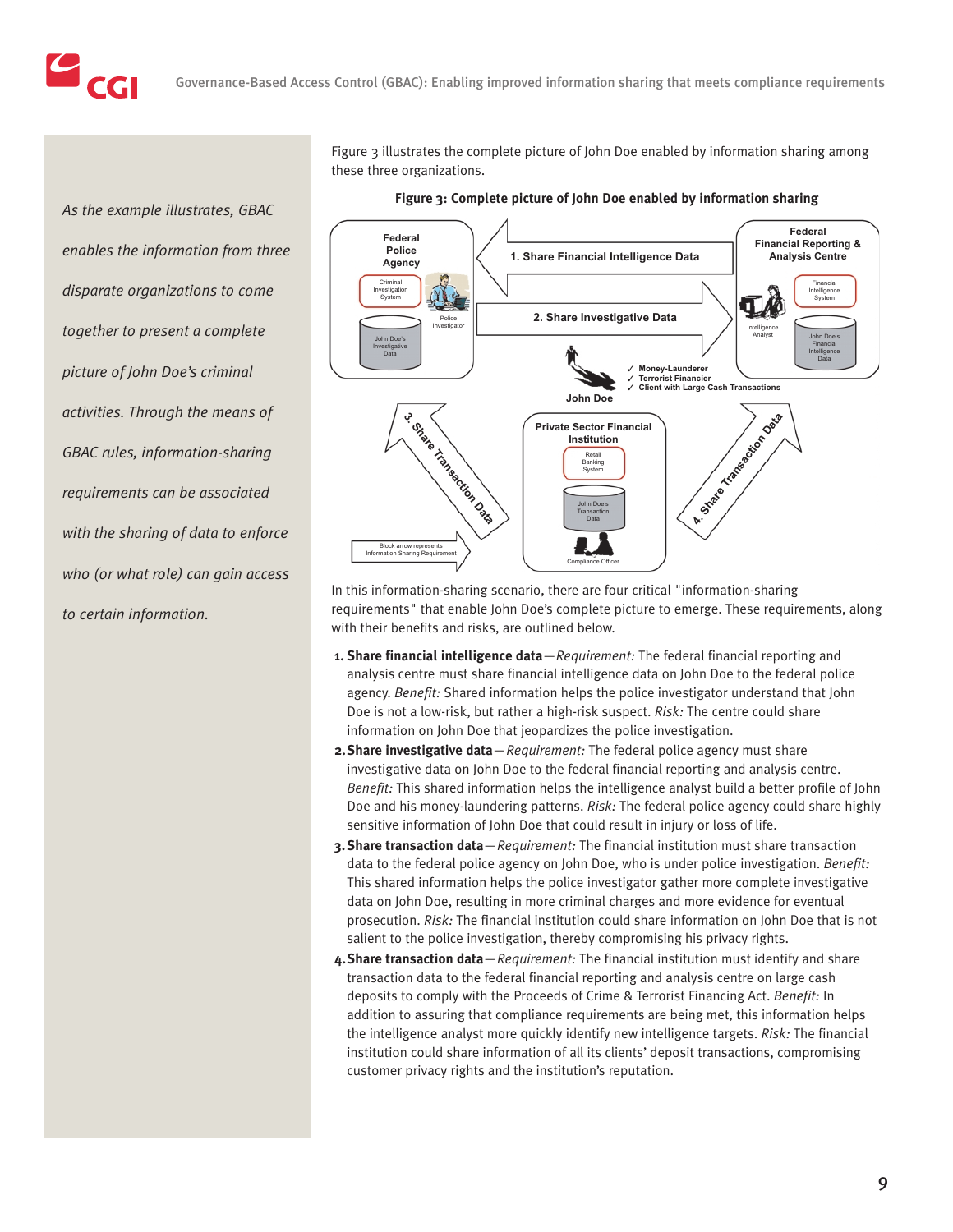*As the example illustrates, GBAC enables the information from three disparate organizations to come together to present a complete picture of John Doe's criminal activities. Through the means of GBAC rules, information-sharing requirements can be associated with the sharing of data to enforce who (or what role) can gain access to certain information.*

Figure 3 illustrates the complete picture of John Doe enabled by information sharing among these three organizations.

**Figure 3: Complete picture of John Doe enabled by information sharing**

In this information-sharing scenario, there are four critical "information-sharing requirements" that enable John Doe's complete picture to emerge. These requirements, along with their benefits and risks, are outlined below.

1. **Share financial intelligence data**—*Requirement:* The federal financial reporting and analysis centre must share financial intelligence data on John Doe to the federal police agency. *Benefit:* Shared information helps the police investigator understand that John Doe is not a low-risk, but rather a high-risk suspect. *Risk:* The centre could share information on John Doe that jeopardizes the police investigation.
2. **Share investigative data**—*Requirement:* The federal police agency must share investigative data on John Doe to the federal financial reporting and analysis centre. *Benefit:* This shared information helps the intelligence analyst build a better profile of John Doe and his money-laundering patterns. *Risk:* The federal police agency could share highly sensitive information of John Doe that could result in injury or loss of life.
3. **Share transaction data**—*Requirement:* The financial institution must share transaction data to the federal police agency on John Doe, who is under police investigation. *Benefit:* This shared information helps the police investigator gather more complete investigative data on John Doe, resulting in more criminal charges and more evidence for eventual prosecution. *Risk:* The financial institution could share information on John Doe that is not salient to the police investigation, thereby compromising his privacy rights.
4. **Share transaction data**—*Requirement:* The financial institution must identify and share transaction data to the federal financial reporting and analysis centre on large cash deposits to comply with the Proceeds of Crime & Terrorist Financing Act. *Benefit:* In addition to assuring that compliance requirements are being met, this information helps the intelligence analyst more quickly identify new intelligence targets. *Risk:* The financial institution could share information of all its clients' deposit transactions, compromising customer privacy rights and the institution's reputation.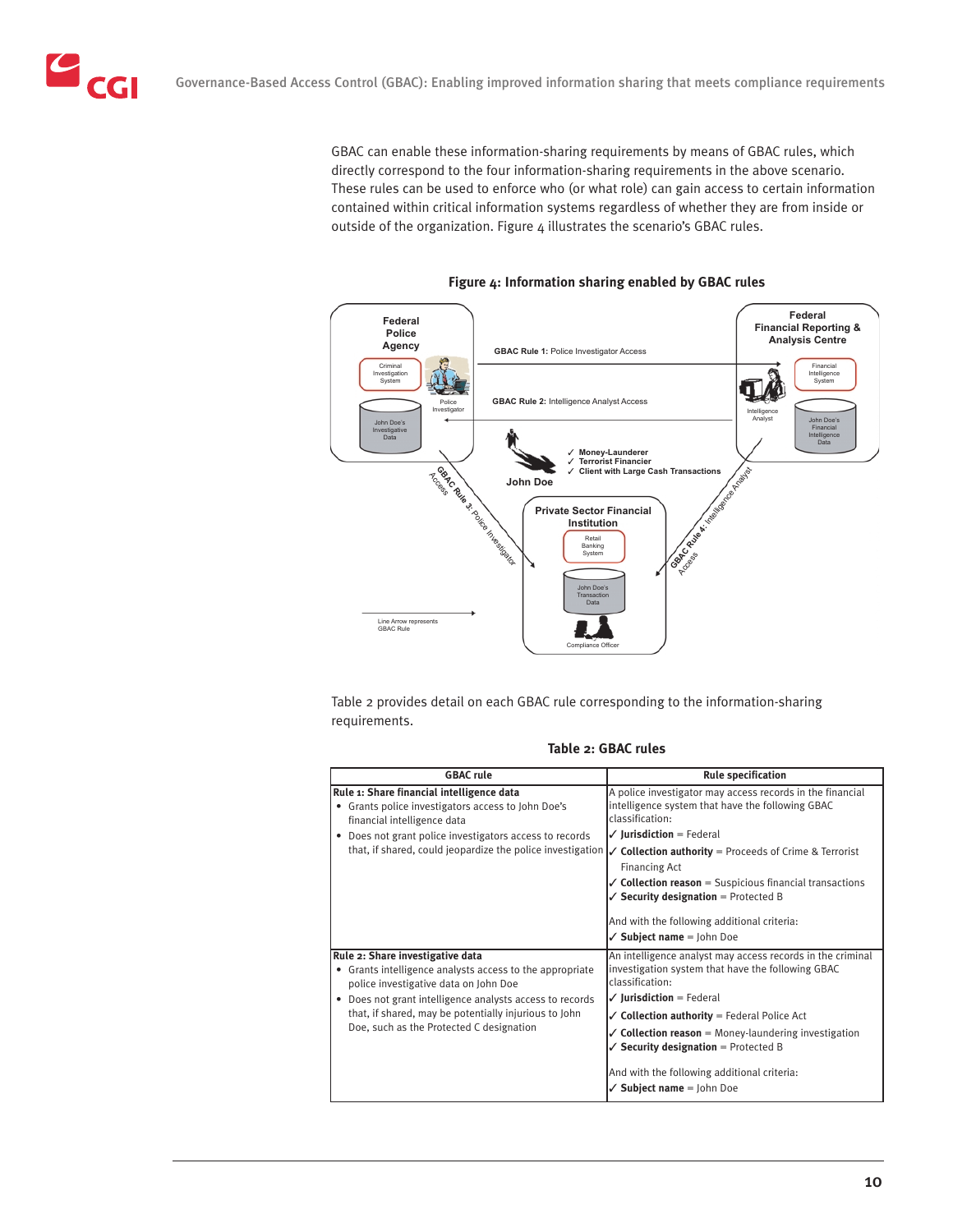GBAC can enable these information-sharing requirements by means of GBAC rules, which directly correspond to the four information-sharing requirements in the above scenario. These rules can be used to enforce who (or what role) can gain access to certain information contained within critical information systems regardless of whether they are from inside or outside of the organization. Figure 4 illustrates the scenario's GBAC rules.

**Figure 4: Information sharing enabled by GBAC rules**

Table 2 provides detail on each GBAC rule corresponding to the information-sharing requirements.

**Table 2: GBAC rules**

| GBAC rule | Rule specification |
|---|---|
| **Rule 1: Share financial intelligence data**<br>• Grants police investigators access to John Doe's financial intelligence data<br>• Does not grant police investigators access to records that, if shared, could jeopardize the police investigation | A police investigator may access records in the financial intelligence system that have the following GBAC classification:<br>✓ **Jurisdiction** = Federal<br>✓ **Collection authority** = Proceeds of Crime & Terrorist Financing Act<br>✓ **Collection reason** = Suspicious financial transactions<br>✓ **Security designation** = Protected B<br><br>And with the following additional criteria:<br>✓ **Subject name** = John Doe |
| **Rule 2: Share investigative data**<br>• Grants intelligence analysts access to the appropriate police investigative data on John Doe<br>• Does not grant intelligence analysts access to records that, if shared, may be potentially injurious to John Doe, such as the Protected C designation | An intelligence analyst may access records in the criminal investigation system that have the following GBAC classification:<br>✓ **Jurisdiction** = Federal<br>✓ **Collection authority** = Federal Police Act<br>✓ **Collection reason** = Money-laundering investigation<br>✓ **Security designation** = Protected B<br><br>And with the following additional criteria:<br>✓ **Subject name** = John Doe |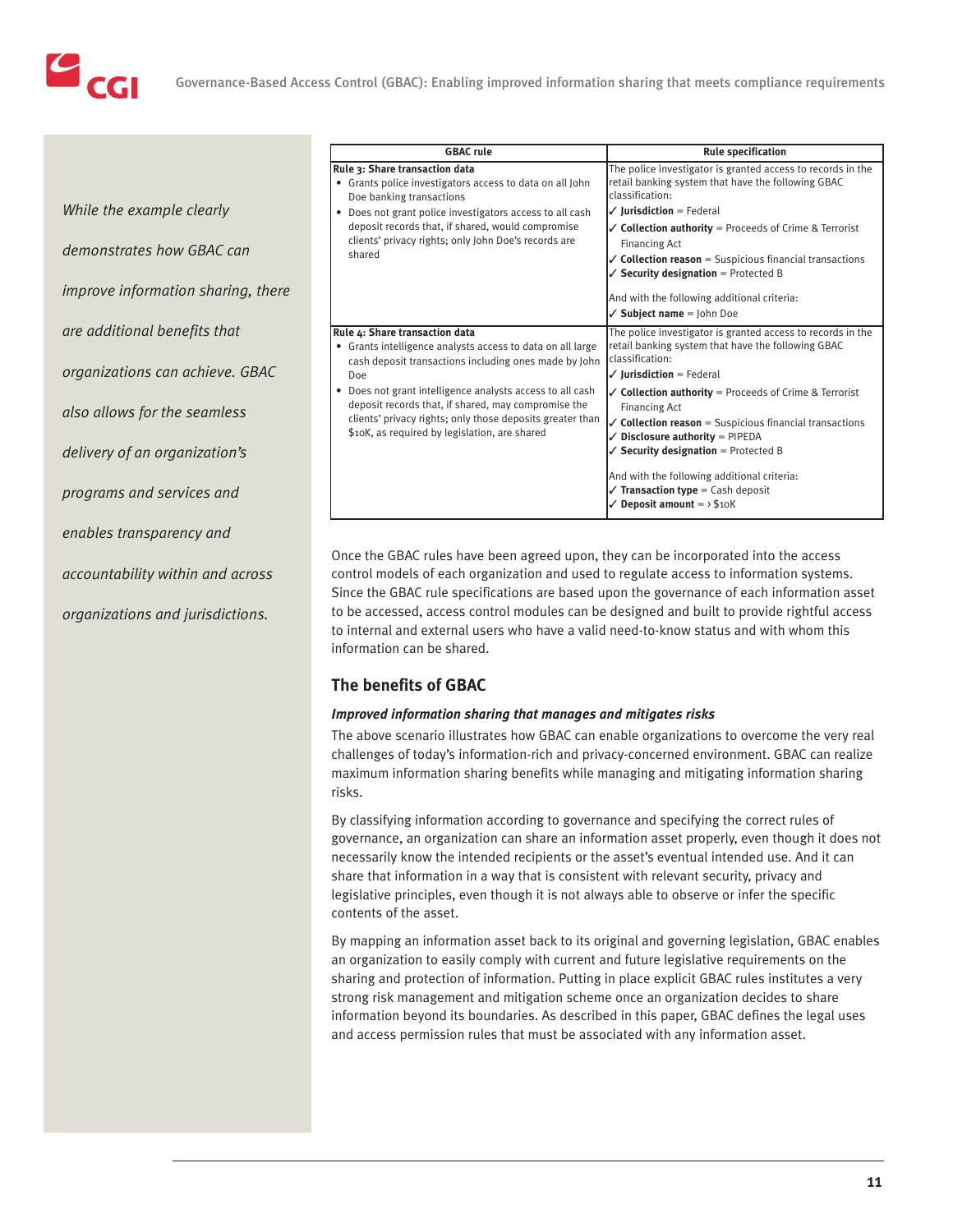*While the example clearly demonstrates how GBAC can improve information sharing, there are additional benefits that organizations can achieve. GBAC also allows for the seamless delivery of an organization's programs and services and enables transparency and accountability within and across organizations and jurisdictions.*

| GBAC rule | Rule specification |
|---|---|
| **Rule 3: Share transaction data**<br>• Grants police investigators access to data on all John Doe banking transactions<br>• Does not grant police investigators access to all cash deposit records that, if shared, would compromise clients' privacy rights; only John Doe's records are shared | The police investigator is granted access to records in the retail banking system that have the following GBAC classification:<br>✓ **Jurisdiction** = Federal<br>✓ **Collection authority** = Proceeds of Crime & Terrorist Financing Act<br>✓ **Collection reason** = Suspicious financial transactions<br>✓ **Security designation** = Protected B<br><br>And with the following additional criteria:<br>✓ **Subject name** = John Doe |
| **Rule 4: Share transaction data**<br>• Grants intelligence analysts access to data on all large cash deposit transactions including ones made by John Doe<br>• Does not grant intelligence analysts access to all cash deposit records that, if shared, may compromise the clients' privacy rights; only those deposits greater than $10K, as required by legislation, are shared | The police investigator is granted access to records in the retail banking system that have the following GBAC classification:<br>✓ **Jurisdiction** = Federal<br>✓ **Collection authority** = Proceeds of Crime & Terrorist Financing Act<br>✓ **Collection reason** = Suspicious financial transactions<br>✓ **Disclosure authority** = PIPEDA<br>✓ **Security designation** = Protected B<br><br>And with the following additional criteria:<br>✓ **Transaction type** = Cash deposit<br>✓ **Deposit amount** = › $10K |

Once the GBAC rules have been agreed upon, they can be incorporated into the access control models of each organization and used to regulate access to information systems. Since the GBAC rule specifications are based upon the governance of each information asset to be accessed, access control modules can be designed and built to provide rightful access to internal and external users who have a valid need-to-know status and with whom this information can be shared.

## The benefits of GBAC

***Improved information sharing that manages and mitigates risks***

The above scenario illustrates how GBAC can enable organizations to overcome the very real challenges of today's information-rich and privacy-concerned environment. GBAC can realize maximum information sharing benefits while managing and mitigating information sharing risks.

By classifying information according to governance and specifying the correct rules of governance, an organization can share an information asset properly, even though it does not necessarily know the intended recipients or the asset's eventual intended use. And it can share that information in a way that is consistent with relevant security, privacy and legislative principles, even though it is not always able to observe or infer the specific contents of the asset.

By mapping an information asset back to its original and governing legislation, GBAC enables an organization to easily comply with current and future legislative requirements on the sharing and protection of information. Putting in place explicit GBAC rules institutes a very strong risk management and mitigation scheme once an organization decides to share information beyond its boundaries. As described in this paper, GBAC defines the legal uses and access permission rules that must be associated with any information asset.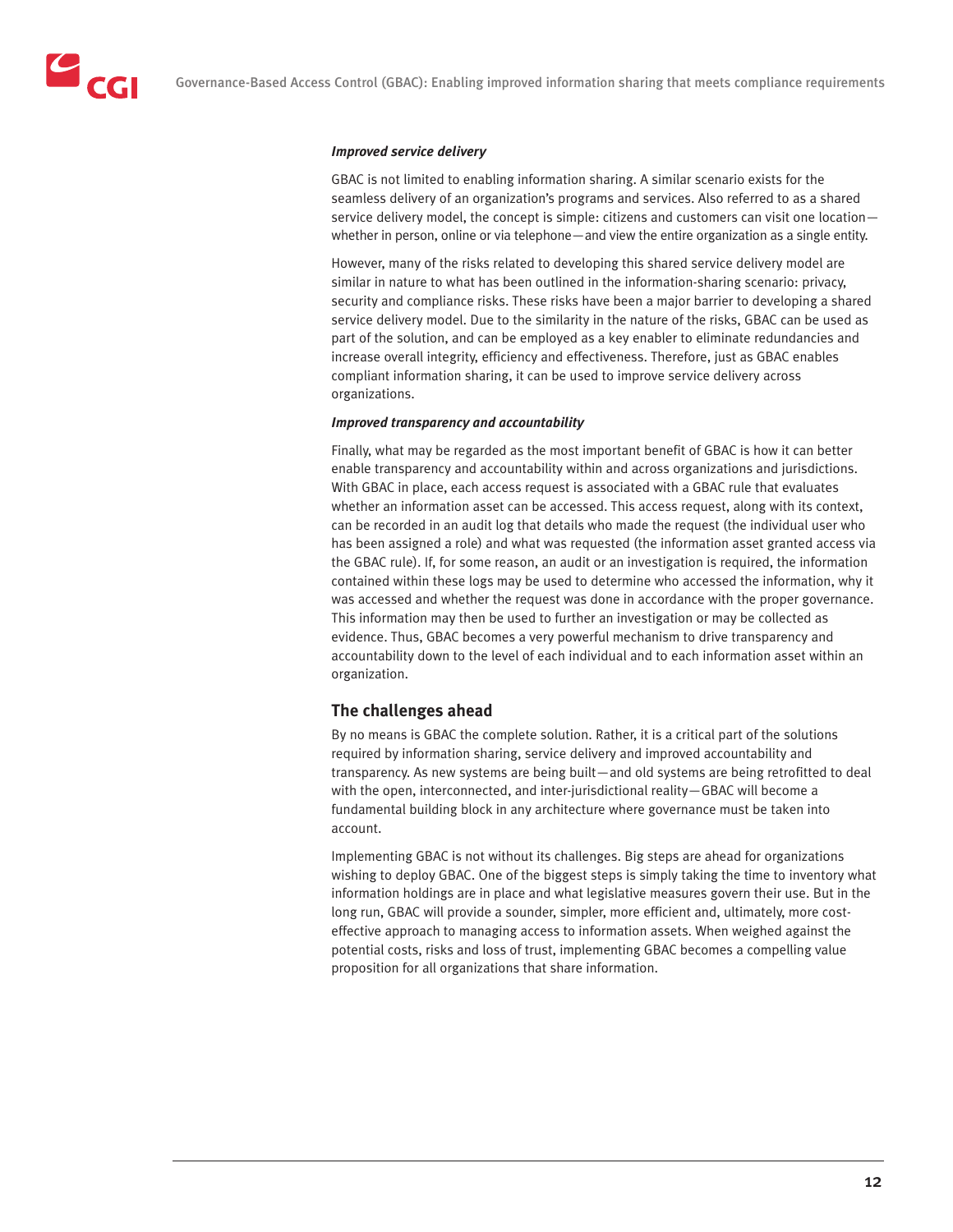***Improved service delivery***

GBAC is not limited to enabling information sharing. A similar scenario exists for the seamless delivery of an organization's programs and services. Also referred to as a shared service delivery model, the concept is simple: citizens and customers can visit one location—whether in person, online or via telephone—and view the entire organization as a single entity.

However, many of the risks related to developing this shared service delivery model are similar in nature to what has been outlined in the information-sharing scenario: privacy, security and compliance risks. These risks have been a major barrier to developing a shared service delivery model. Due to the similarity in the nature of the risks, GBAC can be used as part of the solution, and can be employed as a key enabler to eliminate redundancies and increase overall integrity, efficiency and effectiveness. Therefore, just as GBAC enables compliant information sharing, it can be used to improve service delivery across organizations.

***Improved transparency and accountability***

Finally, what may be regarded as the most important benefit of GBAC is how it can better enable transparency and accountability within and across organizations and jurisdictions. With GBAC in place, each access request is associated with a GBAC rule that evaluates whether an information asset can be accessed. This access request, along with its context, can be recorded in an audit log that details who made the request (the individual user who has been assigned a role) and what was requested (the information asset granted access via the GBAC rule). If, for some reason, an audit or an investigation is required, the information contained within these logs may be used to determine who accessed the information, why it was accessed and whether the request was done in accordance with the proper governance. This information may then be used to further an investigation or may be collected as evidence. Thus, GBAC becomes a very powerful mechanism to drive transparency and accountability down to the level of each individual and to each information asset within an organization.

## The challenges ahead

By no means is GBAC the complete solution. Rather, it is a critical part of the solutions required by information sharing, service delivery and improved accountability and transparency. As new systems are being built—and old systems are being retrofitted to deal with the open, interconnected, and inter-jurisdictional reality—GBAC will become a fundamental building block in any architecture where governance must be taken into account.

Implementing GBAC is not without its challenges. Big steps are ahead for organizations wishing to deploy GBAC. One of the biggest steps is simply taking the time to inventory what information holdings are in place and what legislative measures govern their use. But in the long run, GBAC will provide a sounder, simpler, more efficient and, ultimately, more cost-effective approach to managing access to information assets. When weighed against the potential costs, risks and loss of trust, implementing GBAC becomes a compelling value proposition for all organizations that share information.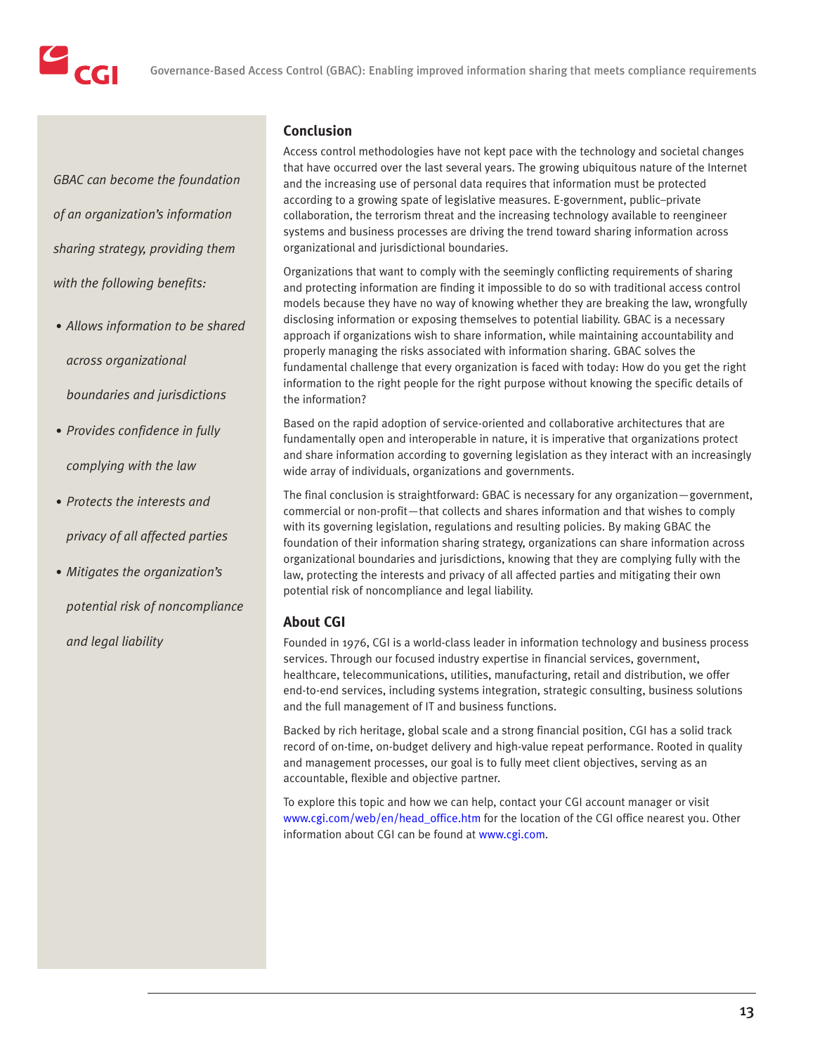*GBAC can become the foundation of an organization's information sharing strategy, providing them with the following benefits:*

- *Allows information to be shared across organizational boundaries and jurisdictions*
- *Provides confidence in fully complying with the law*
- *Protects the interests and privacy of all affected parties*
- *Mitigates the organization's potential risk of noncompliance and legal liability*

## Conclusion

Access control methodologies have not kept pace with the technology and societal changes that have occurred over the last several years. The growing ubiquitous nature of the Internet and the increasing use of personal data requires that information must be protected according to a growing spate of legislative measures. E-government, public–private collaboration, the terrorism threat and the increasing technology available to reengineer systems and business processes are driving the trend toward sharing information across organizational and jurisdictional boundaries.

Organizations that want to comply with the seemingly conflicting requirements of sharing and protecting information are finding it impossible to do so with traditional access control models because they have no way of knowing whether they are breaking the law, wrongfully disclosing information or exposing themselves to potential liability. GBAC is a necessary approach if organizations wish to share information, while maintaining accountability and properly managing the risks associated with information sharing. GBAC solves the fundamental challenge that every organization is faced with today: How do you get the right information to the right people for the right purpose without knowing the specific details of the information?

Based on the rapid adoption of service-oriented and collaborative architectures that are fundamentally open and interoperable in nature, it is imperative that organizations protect and share information according to governing legislation as they interact with an increasingly wide array of individuals, organizations and governments.

The final conclusion is straightforward: GBAC is necessary for any organization—government, commercial or non-profit—that collects and shares information and that wishes to comply with its governing legislation, regulations and resulting policies. By making GBAC the foundation of their information sharing strategy, organizations can share information across organizational boundaries and jurisdictions, knowing that they are complying fully with the law, protecting the interests and privacy of all affected parties and mitigating their own potential risk of noncompliance and legal liability.

## About CGI

Founded in 1976, CGI is a world-class leader in information technology and business process services. Through our focused industry expertise in financial services, government, healthcare, telecommunications, utilities, manufacturing, retail and distribution, we offer end-to-end services, including systems integration, strategic consulting, business solutions and the full management of IT and business functions.

Backed by rich heritage, global scale and a strong financial position, CGI has a solid track record of on-time, on-budget delivery and high-value repeat performance. Rooted in quality and management processes, our goal is to fully meet client objectives, serving as an accountable, flexible and objective partner.

To explore this topic and how we can help, contact your CGI account manager or visit www.cgi.com/web/en/head_office.htm for the location of the CGI office nearest you. Other information about CGI can be found at www.cgi.com.